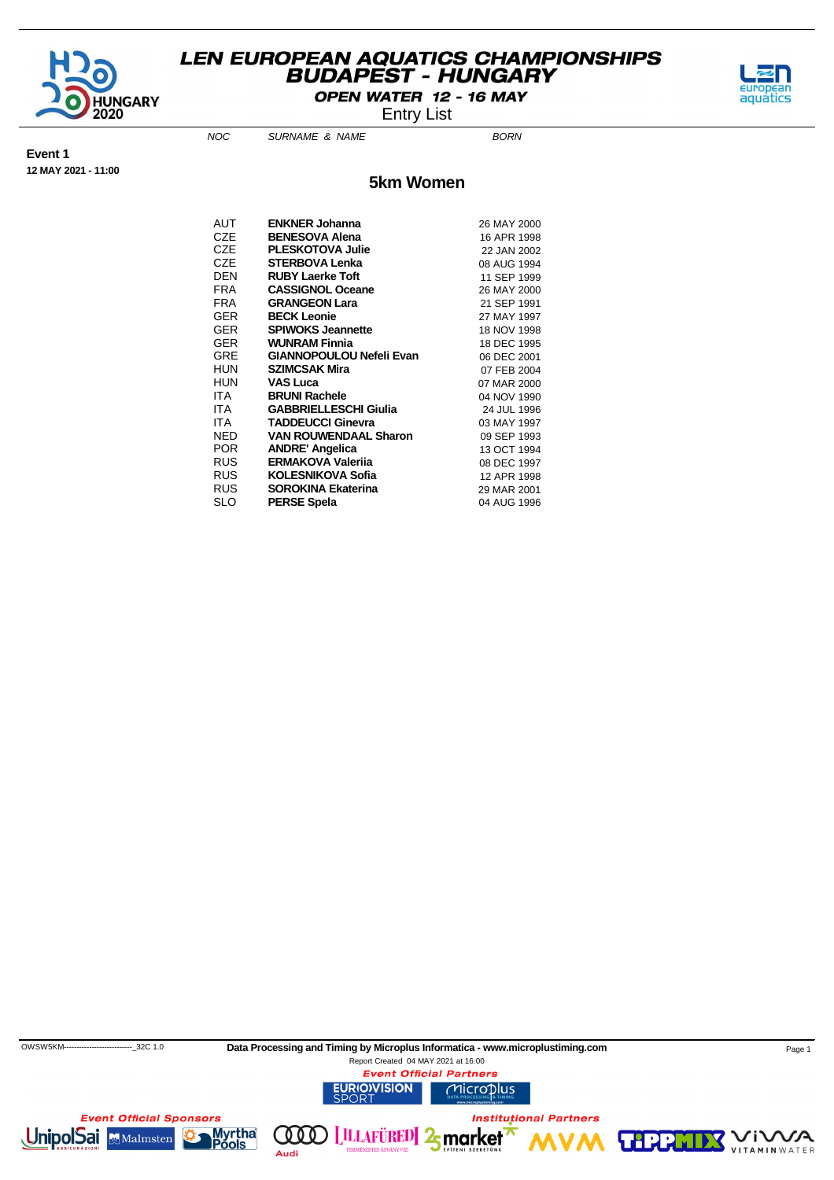# LEN EUROPEAN AQUATICS CHAMPIONSHIPS
## BUDAPEST - HUNGARY
### OPEN WATER 12 - 16 MAY
Entry List

**Event 1**
**12 MAY 2021 - 11:00**

## 5km Women

| NOC | SURNAME & NAME | BORN |
|---|---|---|
| AUT | **ENKNER Johanna** | 26 MAY 2000 |
| CZE | **BENESOVA Alena** | 16 APR 1998 |
| CZE | **PLESKOTOVA Julie** | 22 JAN 2002 |
| CZE | **STERBOVA Lenka** | 08 AUG 1994 |
| DEN | **RUBY Laerke Toft** | 11 SEP 1999 |
| FRA | **CASSIGNOL Oceane** | 26 MAY 2000 |
| FRA | **GRANGEON Lara** | 21 SEP 1991 |
| GER | **BECK Leonie** | 27 MAY 1997 |
| GER | **SPIWOKS Jeannette** | 18 NOV 1998 |
| GER | **WUNRAM Finnia** | 18 DEC 1995 |
| GRE | **GIANNOPOULOU Nefeli Evan** | 06 DEC 2001 |
| HUN | **SZIMCSAK Mira** | 07 FEB 2004 |
| HUN | **VAS Luca** | 07 MAR 2000 |
| ITA | **BRUNI Rachele** | 04 NOV 1990 |
| ITA | **GABBRIELLESCHI Giulia** | 24 JUL 1996 |
| ITA | **TADDEUCCI Ginevra** | 03 MAY 1997 |
| NED | **VAN ROUWENDAAL Sharon** | 09 SEP 1993 |
| POR | **ANDRE' Angelica** | 13 OCT 1994 |
| RUS | **ERMAKOVA Valeriia** | 08 DEC 1997 |
| RUS | **KOLESNIKOVA Sofia** | 12 APR 1998 |
| RUS | **SOROKINA Ekaterina** | 29 MAR 2001 |
| SLO | **PERSE Spela** | 04 AUG 1996 |

OWSW5KM--------------------------_32C 1.0 **Data Processing and Timing by Microplus Informatica - www.microplustiming.com**

Report Created 04 MAY 2021 at 16:00

*Event Official Partners*

*Event Official Sponsors*

*Institutional Partners*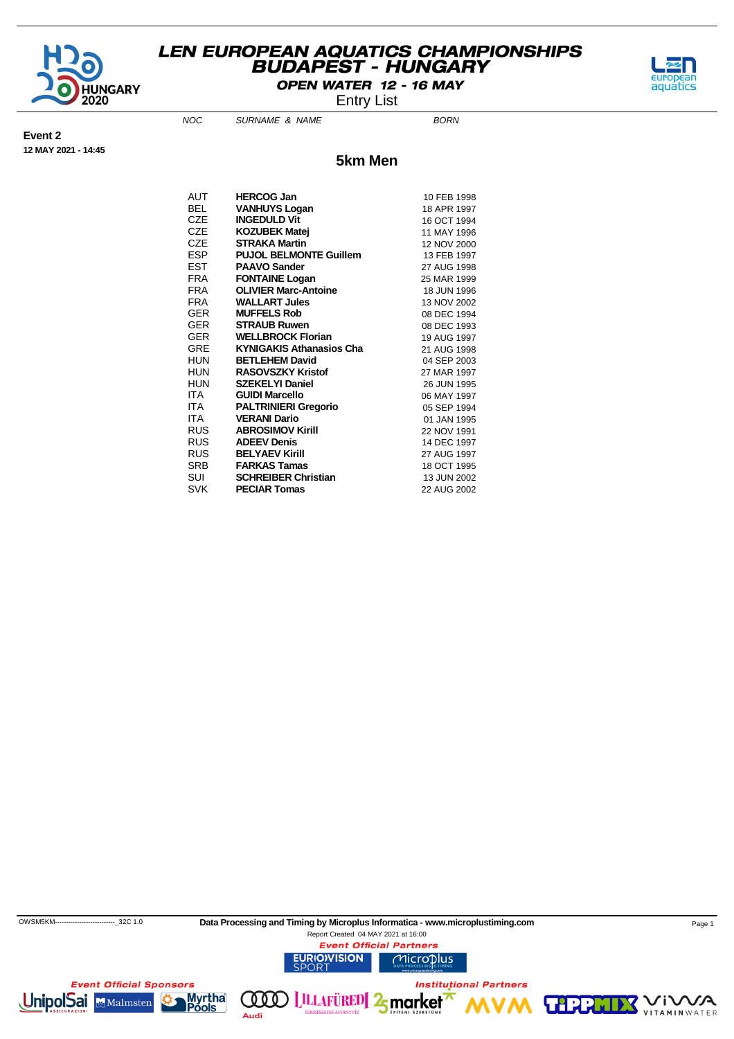# LEN EUROPEAN AQUATICS CHAMPIONSHIPS
## BUDAPEST - HUNGARY

**OPEN WATER 12 - 16 MAY**

Entry List

**Event 2**
**12 MAY 2021 - 14:45**

## 5km Men

| NOC | SURNAME & NAME | BORN |
|---|---|---|
| AUT | **HERCOG Jan** | 10 FEB 1998 |
| BEL | **VANHUYS Logan** | 18 APR 1997 |
| CZE | **INGEDULD Vit** | 16 OCT 1994 |
| CZE | **KOZUBEK Matej** | 11 MAY 1996 |
| CZE | **STRAKA Martin** | 12 NOV 2000 |
| ESP | **PUJOL BELMONTE Guillem** | 13 FEB 1997 |
| EST | **PAAVO Sander** | 27 AUG 1998 |
| FRA | **FONTAINE Logan** | 25 MAR 1999 |
| FRA | **OLIVIER Marc-Antoine** | 18 JUN 1996 |
| FRA | **WALLART Jules** | 13 NOV 2002 |
| GER | **MUFFELS Rob** | 08 DEC 1994 |
| GER | **STRAUB Ruwen** | 08 DEC 1993 |
| GER | **WELLBROCK Florian** | 19 AUG 1997 |
| GRE | **KYNIGAKIS Athanasios Cha** | 21 AUG 1998 |
| HUN | **BETLEHEM David** | 04 SEP 2003 |
| HUN | **RASOVSZKY Kristof** | 27 MAR 1997 |
| HUN | **SZEKELYI Daniel** | 26 JUN 1995 |
| ITA | **GUIDI Marcello** | 06 MAY 1997 |
| ITA | **PALTRINIERI Gregorio** | 05 SEP 1994 |
| ITA | **VERANI Dario** | 01 JAN 1995 |
| RUS | **ABROSIMOV Kirill** | 22 NOV 1991 |
| RUS | **ADEEV Denis** | 14 DEC 1997 |
| RUS | **BELYAEV Kirill** | 27 AUG 1997 |
| SRB | **FARKAS Tamas** | 18 OCT 1995 |
| SUI | **SCHREIBER Christian** | 13 JUN 2002 |
| SVK | **PECIAR Tomas** | 22 AUG 2002 |

OWSM5KM---------------------------_32C 1.0

**Data Processing and Timing by Microplus Informatica - www.microplustiming.com**

Report Created 04 MAY 2021 at 16:00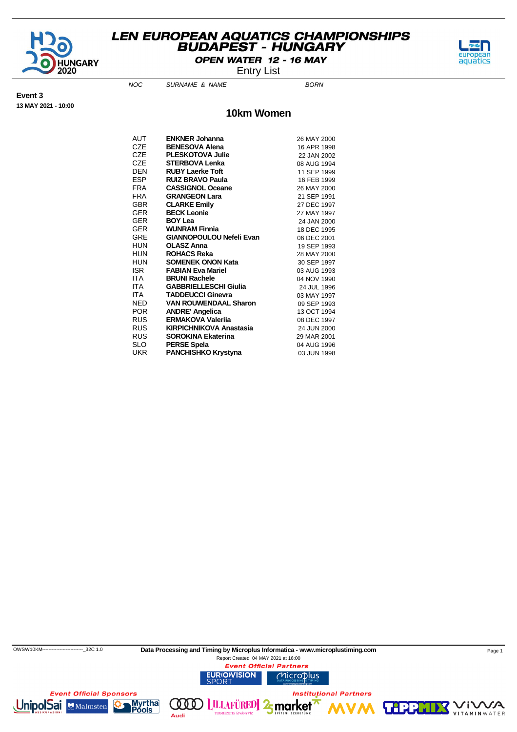# LEN EUROPEAN AQUATICS CHAMPIONSHIPS
## BUDAPEST - HUNGARY

**OPEN WATER 12 - 16 MAY**

Entry List

**Event 3**
**13 MAY 2021 - 10:00**

## 10km Women

| NOC | SURNAME & NAME | BORN |
|---|---|---|
| AUT | **ENKNER Johanna** | 26 MAY 2000 |
| CZE | **BENESOVA Alena** | 16 APR 1998 |
| CZE | **PLESKOTOVA Julie** | 22 JAN 2002 |
| CZE | **STERBOVA Lenka** | 08 AUG 1994 |
| DEN | **RUBY Laerke Toft** | 11 SEP 1999 |
| ESP | **RUIZ BRAVO Paula** | 16 FEB 1999 |
| FRA | **CASSIGNOL Oceane** | 26 MAY 2000 |
| FRA | **GRANGEON Lara** | 21 SEP 1991 |
| GBR | **CLARKE Emily** | 27 DEC 1997 |
| GER | **BECK Leonie** | 27 MAY 1997 |
| GER | **BOY Lea** | 24 JAN 2000 |
| GER | **WUNRAM Finnia** | 18 DEC 1995 |
| GRE | **GIANNOPOULOU Nefeli Evan** | 06 DEC 2001 |
| HUN | **OLASZ Anna** | 19 SEP 1993 |
| HUN | **ROHACS Reka** | 28 MAY 2000 |
| HUN | **SOMENEK ONON Kata** | 30 SEP 1997 |
| ISR | **FABIAN Eva Mariel** | 03 AUG 1993 |
| ITA | **BRUNI Rachele** | 04 NOV 1990 |
| ITA | **GABBRIELLESCHI Giulia** | 24 JUL 1996 |
| ITA | **TADDEUCCI Ginevra** | 03 MAY 1997 |
| NED | **VAN ROUWENDAAL Sharon** | 09 SEP 1993 |
| POR | **ANDRE' Angelica** | 13 OCT 1994 |
| RUS | **ERMAKOVA Valeriia** | 08 DEC 1997 |
| RUS | **KIRPICHNIKOVA Anastasia** | 24 JUN 2000 |
| RUS | **SOROKINA Ekaterina** | 29 MAR 2001 |
| SLO | **PERSE Spela** | 04 AUG 1996 |
| UKR | **PANCHISHKO Krystyna** | 03 JUN 1998 |

OWSW10KM--------------------------_32C 1.0

**Data Processing and Timing by Microplus Informatica - www.microplustiming.com**

Report Created 04 MAY 2021 at 16:00

*Event Official Partners*

*Event Official Sponsors*

*Institutional Partners*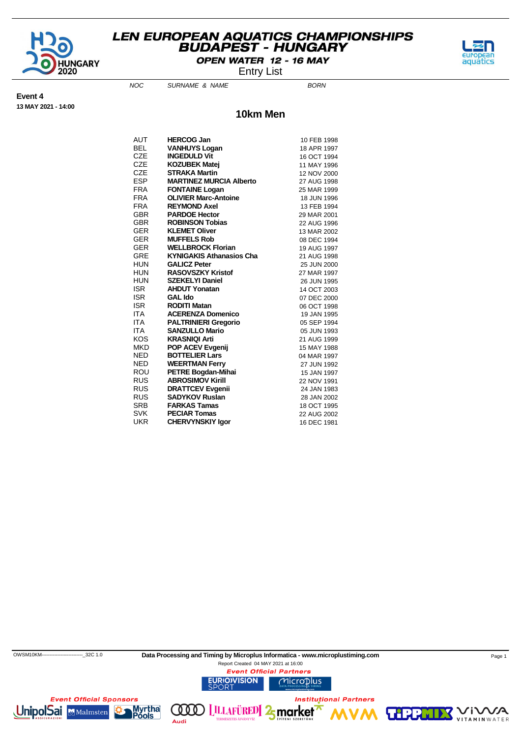# LEN EUROPEAN AQUATICS CHAMPIONSHIPS
## BUDAPEST - HUNGARY
### OPEN WATER 12 - 16 MAY

Entry List

**Event 4**
**13 MAY 2021 - 14:00**

## 10km Men

| NOC | SURNAME & NAME | BORN |
|---|---|---|
| AUT | **HERCOG Jan** | 10 FEB 1998 |
| BEL | **VANHUYS Logan** | 18 APR 1997 |
| CZE | **INGEDULD Vit** | 16 OCT 1994 |
| CZE | **KOZUBEK Matej** | 11 MAY 1996 |
| CZE | **STRAKA Martin** | 12 NOV 2000 |
| ESP | **MARTINEZ MURCIA Alberto** | 27 AUG 1998 |
| FRA | **FONTAINE Logan** | 25 MAR 1999 |
| FRA | **OLIVIER Marc-Antoine** | 18 JUN 1996 |
| FRA | **REYMOND Axel** | 13 FEB 1994 |
| GBR | **PARDOE Hector** | 29 MAR 2001 |
| GBR | **ROBINSON Tobias** | 22 AUG 1996 |
| GER | **KLEMET Oliver** | 13 MAR 2002 |
| GER | **MUFFELS Rob** | 08 DEC 1994 |
| GER | **WELLBROCK Florian** | 19 AUG 1997 |
| GRE | **KYNIGAKIS Athanasios Cha** | 21 AUG 1998 |
| HUN | **GALICZ Peter** | 25 JUN 2000 |
| HUN | **RASOVSZKY Kristof** | 27 MAR 1997 |
| HUN | **SZEKELYI Daniel** | 26 JUN 1995 |
| ISR | **AHDUT Yonatan** | 14 OCT 2003 |
| ISR | **GAL Ido** | 07 DEC 2000 |
| ISR | **RODITI Matan** | 06 OCT 1998 |
| ITA | **ACERENZA Domenico** | 19 JAN 1995 |
| ITA | **PALTRINIERI Gregorio** | 05 SEP 1994 |
| ITA | **SANZULLO Mario** | 05 JUN 1993 |
| KOS | **KRASNIQI Arti** | 21 AUG 1999 |
| MKD | **POP ACEV Evgenij** | 15 MAY 1988 |
| NED | **BOTTELIER Lars** | 04 MAR 1997 |
| NED | **WEERTMAN Ferry** | 27 JUN 1992 |
| ROU | **PETRE Bogdan-Mihai** | 15 JAN 1997 |
| RUS | **ABROSIMOV Kirill** | 22 NOV 1991 |
| RUS | **DRATTCEV Evgenii** | 24 JAN 1983 |
| RUS | **SADYKOV Ruslan** | 28 JAN 2002 |
| SRB | **FARKAS Tamas** | 18 OCT 1995 |
| SVK | **PECIAR Tomas** | 22 AUG 2002 |
| UKR | **CHERVYNSKIY Igor** | 16 DEC 1981 |

OWSM10KM--------------------------_32C 1.0

**Data Processing and Timing by Microplus Informatica - www.microplustiming.com**

Report Created 04 MAY 2021 at 16:00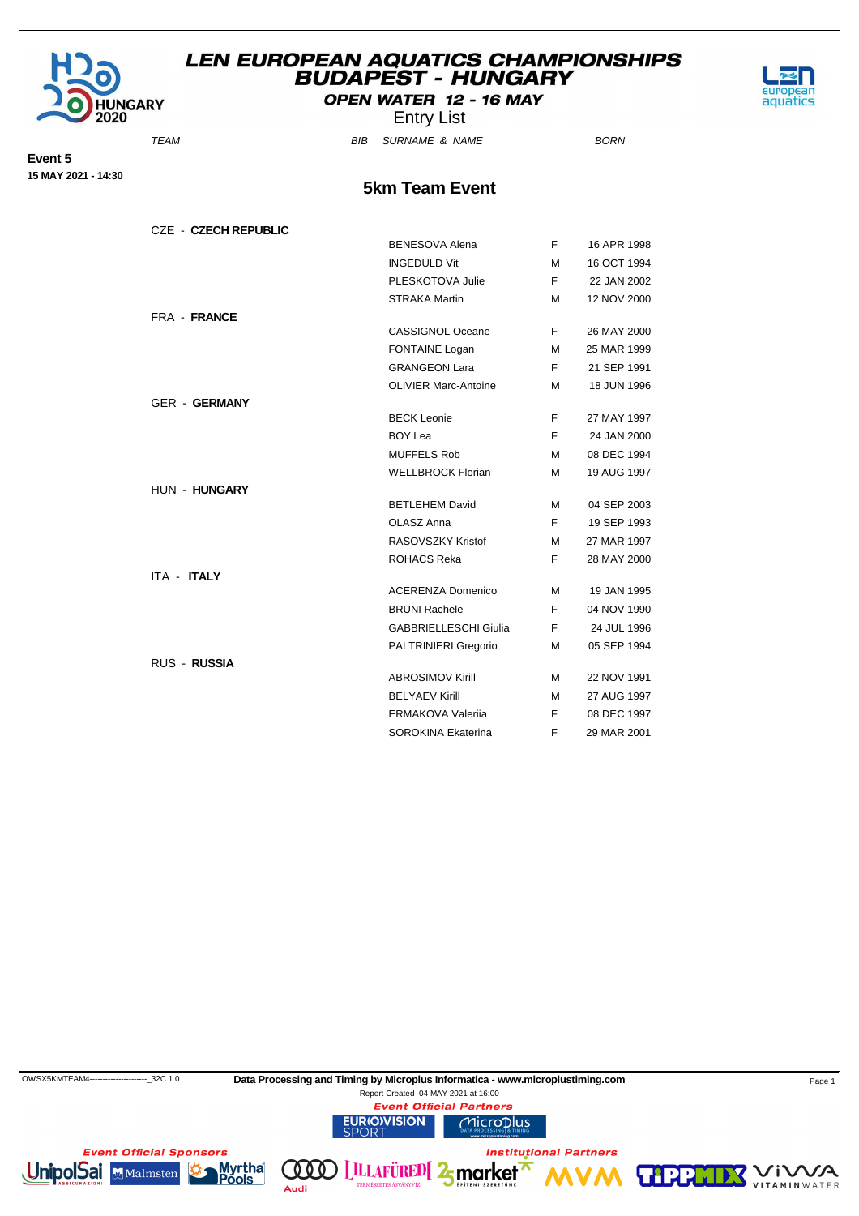# LEN EUROPEAN AQUATICS CHAMPIONSHIPS
# BUDAPEST - HUNGARY

**OPEN WATER 12 - 16 MAY**

Entry List

**Event 5**
**15 MAY 2021 - 14:30**

## 5km Team Event

| TEAM | BIB | SURNAME & NAME | | BORN |
|---|---|---|---|---|
| CZE - **CZECH REPUBLIC** | | | | |
| | | BENESOVA Alena | F | 16 APR 1998 |
| | | INGEDULD Vit | M | 16 OCT 1994 |
| | | PLESKOTOVA Julie | F | 22 JAN 2002 |
| | | STRAKA Martin | M | 12 NOV 2000 |
| FRA - **FRANCE** | | | | |
| | | CASSIGNOL Oceane | F | 26 MAY 2000 |
| | | FONTAINE Logan | M | 25 MAR 1999 |
| | | GRANGEON Lara | F | 21 SEP 1991 |
| | | OLIVIER Marc-Antoine | M | 18 JUN 1996 |
| GER - **GERMANY** | | | | |
| | | BECK Leonie | F | 27 MAY 1997 |
| | | BOY Lea | F | 24 JAN 2000 |
| | | MUFFELS Rob | M | 08 DEC 1994 |
| | | WELLBROCK Florian | M | 19 AUG 1997 |
| HUN - **HUNGARY** | | | | |
| | | BETLEHEM David | M | 04 SEP 2003 |
| | | OLASZ Anna | F | 19 SEP 1993 |
| | | RASOVSZKY Kristof | M | 27 MAR 1997 |
| | | ROHACS Reka | F | 28 MAY 2000 |
| ITA - **ITALY** | | | | |
| | | ACERENZA Domenico | M | 19 JAN 1995 |
| | | BRUNI Rachele | F | 04 NOV 1990 |
| | | GABBRIELLESCHI Giulia | F | 24 JUL 1996 |
| | | PALTRINIERI Gregorio | M | 05 SEP 1994 |
| RUS - **RUSSIA** | | | | |
| | | ABROSIMOV Kirill | M | 22 NOV 1991 |
| | | BELYAEV Kirill | M | 27 AUG 1997 |
| | | ERMAKOVA Valeriia | F | 08 DEC 1997 |
| | | SOROKINA Ekaterina | F | 29 MAR 2001 |

OWSX5KMTEAM4-----------------------_32C 1.0 **Data Processing and Timing by Microplus Informatica - www.microplustiming.com**

Report Created 04 MAY 2021 at 16:00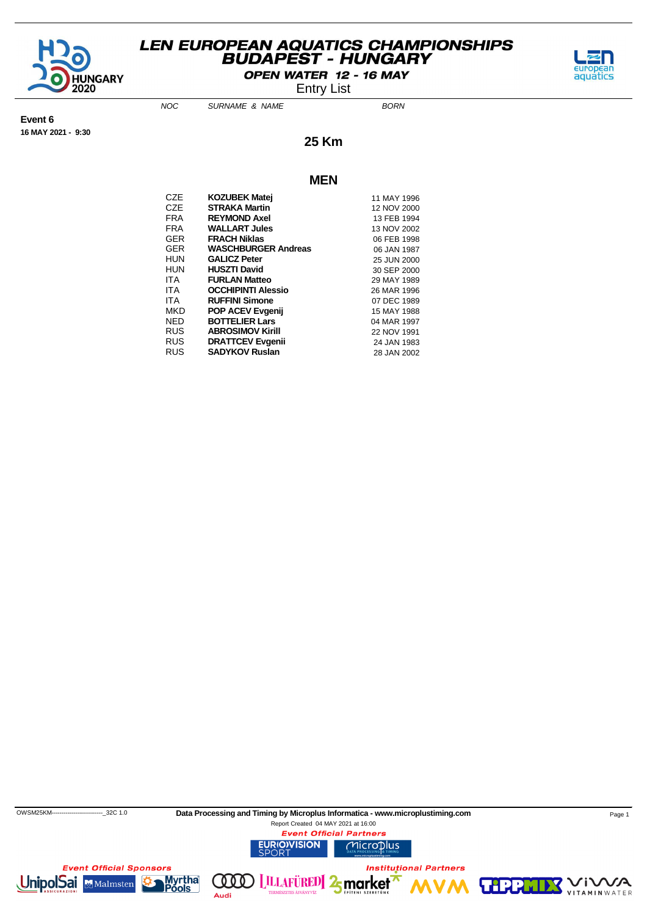# LEN EUROPEAN AQUATICS CHAMPIONSHIPS
## BUDAPEST - HUNGARY
### OPEN WATER 12 - 16 MAY
Entry List

**Event 6**
**16 MAY 2021 - 9:30**

## 25 Km

### MEN

| NOC | SURNAME & NAME | BORN |
|---|---|---|
| CZE | **KOZUBEK Matej** | 11 MAY 1996 |
| CZE | **STRAKA Martin** | 12 NOV 2000 |
| FRA | **REYMOND Axel** | 13 FEB 1994 |
| FRA | **WALLART Jules** | 13 NOV 2002 |
| GER | **FRACH Niklas** | 06 FEB 1998 |
| GER | **WASCHBURGER Andreas** | 06 JAN 1987 |
| HUN | **GALICZ Peter** | 25 JUN 2000 |
| HUN | **HUSZTI David** | 30 SEP 2000 |
| ITA | **FURLAN Matteo** | 29 MAY 1989 |
| ITA | **OCCHIPINTI Alessio** | 26 MAR 1996 |
| ITA | **RUFFINI Simone** | 07 DEC 1989 |
| MKD | **POP ACEV Evgenij** | 15 MAY 1988 |
| NED | **BOTTELIER Lars** | 04 MAR 1997 |
| RUS | **ABROSIMOV Kirill** | 22 NOV 1991 |
| RUS | **DRATTCEV Evgenii** | 24 JAN 1983 |
| RUS | **SADYKOV Ruslan** | 28 JAN 2002 |

OWSM25KM--------------------------_32C 1.0

**Data Processing and Timing by Microplus Informatica - www.microplustiming.com**

Report Created 04 MAY 2021 at 16:00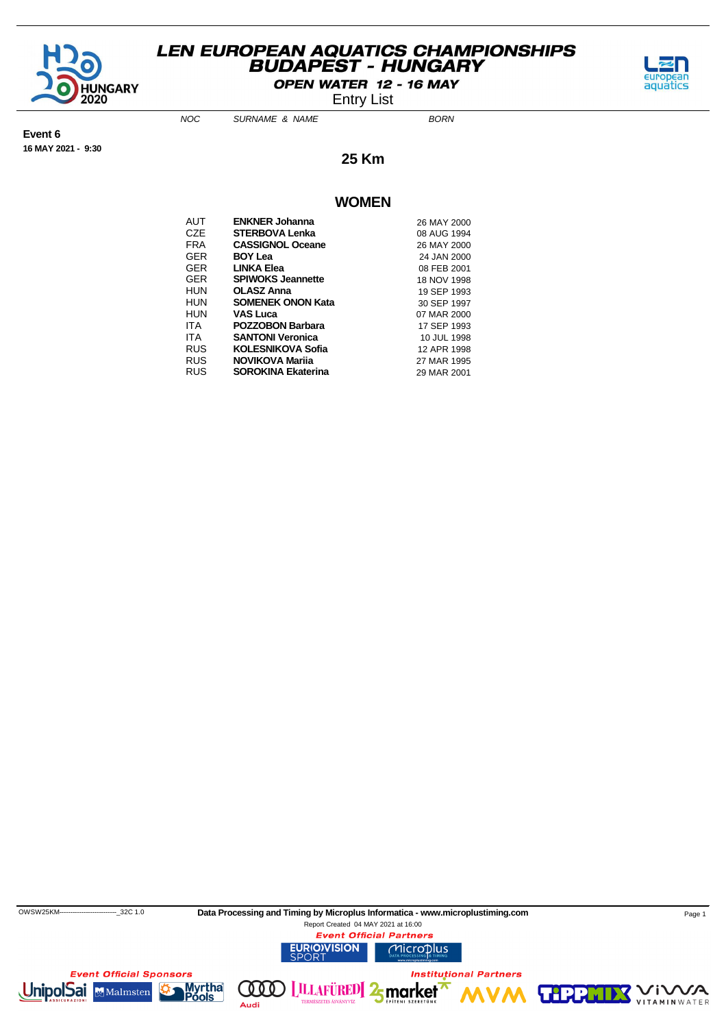# LEN EUROPEAN AQUATICS CHAMPIONSHIPS
## BUDAPEST - HUNGARY
### OPEN WATER 12 - 16 MAY
Entry List

**Event 6**
**16 MAY 2021 - 9:30**

## 25 Km

### WOMEN

| NOC | SURNAME & NAME | BORN |
|---|---|---|
| AUT | **ENKNER Johanna** | 26 MAY 2000 |
| CZE | **STERBOVA Lenka** | 08 AUG 1994 |
| FRA | **CASSIGNOL Oceane** | 26 MAY 2000 |
| GER | **BOY Lea** | 24 JAN 2000 |
| GER | **LINKA Elea** | 08 FEB 2001 |
| GER | **SPIWOKS Jeannette** | 18 NOV 1998 |
| HUN | **OLASZ Anna** | 19 SEP 1993 |
| HUN | **SOMENEK ONON Kata** | 30 SEP 1997 |
| HUN | **VAS Luca** | 07 MAR 2000 |
| ITA | **POZZOBON Barbara** | 17 SEP 1993 |
| ITA | **SANTONI Veronica** | 10 JUL 1998 |
| RUS | **KOLESNIKOVA Sofia** | 12 APR 1998 |
| RUS | **NOVIKOVA Mariia** | 27 MAR 1995 |
| RUS | **SOROKINA Ekaterina** | 29 MAR 2001 |

OWSW25KM--------------------------_32C 1.0

**Data Processing and Timing by Microplus Informatica - www.microplustiming.com**

Report Created 04 MAY 2021 at 16:00

Event Official Partners

Event Official Sponsors

Institutional Partners